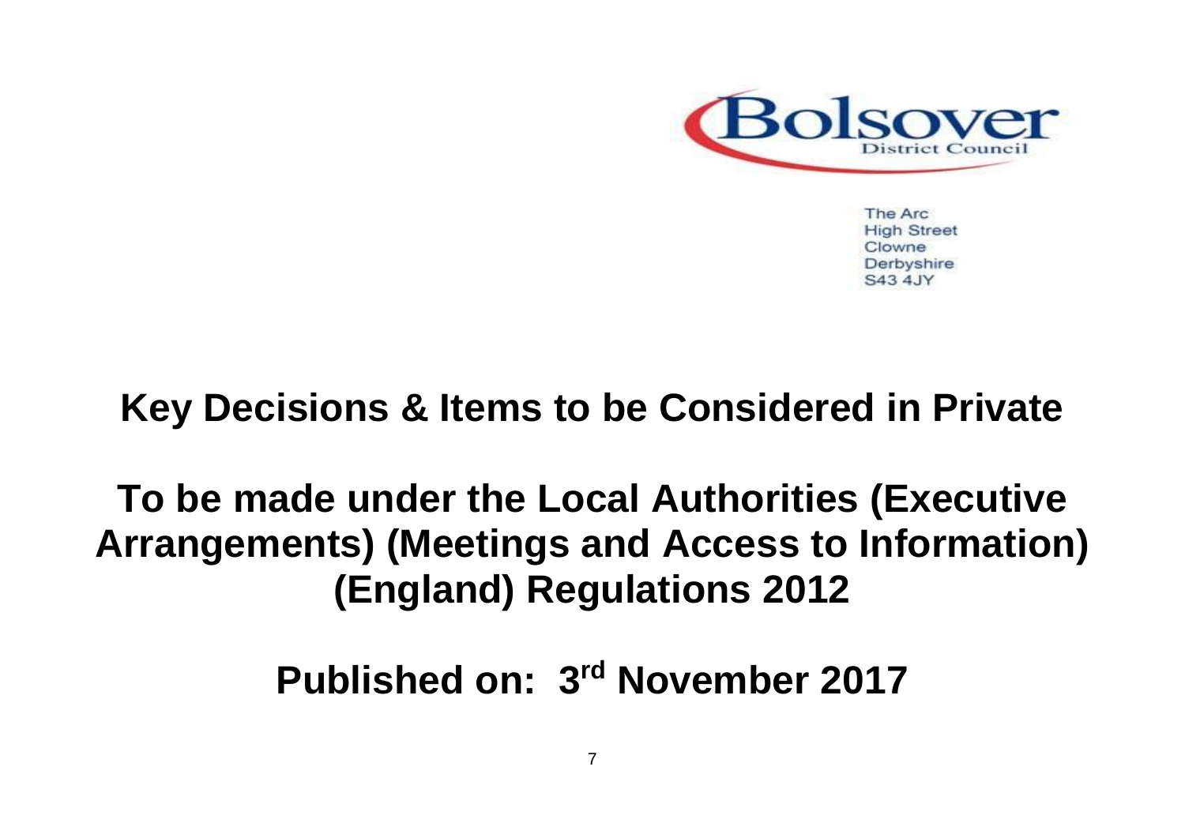Bolsover District Council

The Arc
High Street
Clowne
Derbyshire
S43 4JY

# Key Decisions & Items to be Considered in Private

# To be made under the Local Authorities (Executive Arrangements) (Meetings and Access to Information) (England) Regulations 2012

# Published on: 3rd November 2017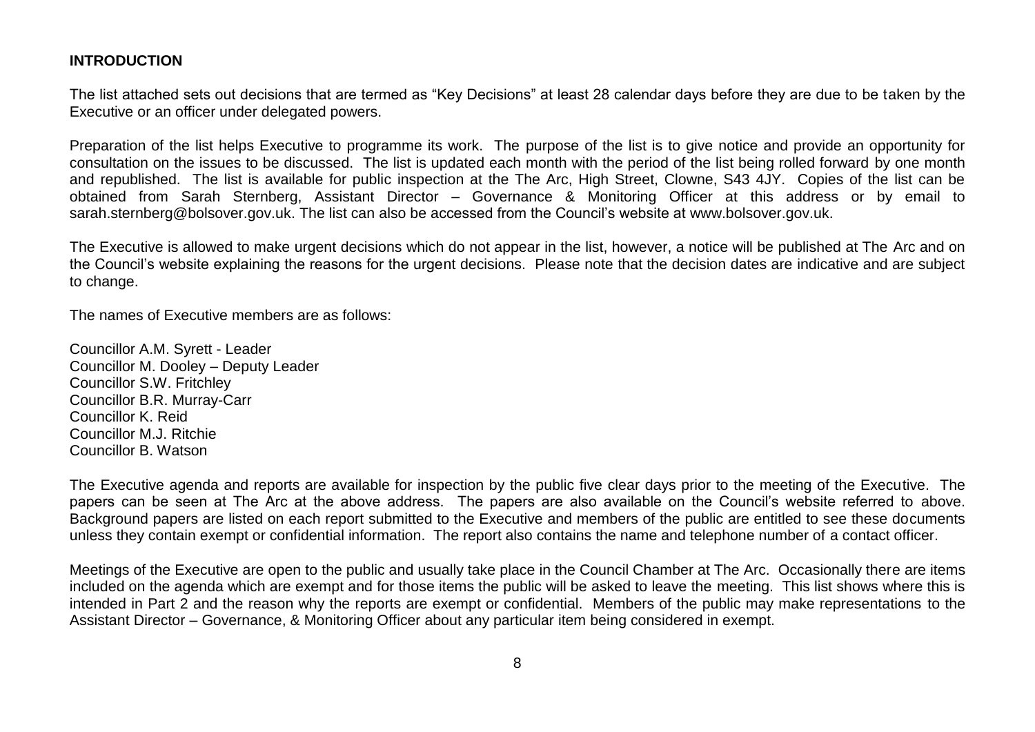## INTRODUCTION

The list attached sets out decisions that are termed as "Key Decisions" at least 28 calendar days before they are due to be taken by the Executive or an officer under delegated powers.

Preparation of the list helps Executive to programme its work. The purpose of the list is to give notice and provide an opportunity for consultation on the issues to be discussed. The list is updated each month with the period of the list being rolled forward by one month and republished. The list is available for public inspection at the The Arc, High Street, Clowne, S43 4JY. Copies of the list can be obtained from Sarah Sternberg, Assistant Director – Governance & Monitoring Officer at this address or by email to sarah.sternberg@bolsover.gov.uk. The list can also be accessed from the Council's website at www.bolsover.gov.uk.

The Executive is allowed to make urgent decisions which do not appear in the list, however, a notice will be published at The Arc and on the Council's website explaining the reasons for the urgent decisions. Please note that the decision dates are indicative and are subject to change.

The names of Executive members are as follows:

Councillor A.M. Syrett - Leader
Councillor M. Dooley – Deputy Leader
Councillor S.W. Fritchley
Councillor B.R. Murray-Carr
Councillor K. Reid
Councillor M.J. Ritchie
Councillor B. Watson

The Executive agenda and reports are available for inspection by the public five clear days prior to the meeting of the Executive. The papers can be seen at The Arc at the above address. The papers are also available on the Council's website referred to above. Background papers are listed on each report submitted to the Executive and members of the public are entitled to see these documents unless they contain exempt or confidential information. The report also contains the name and telephone number of a contact officer.

Meetings of the Executive are open to the public and usually take place in the Council Chamber at The Arc. Occasionally there are items included on the agenda which are exempt and for those items the public will be asked to leave the meeting. This list shows where this is intended in Part 2 and the reason why the reports are exempt or confidential. Members of the public may make representations to the Assistant Director – Governance, & Monitoring Officer about any particular item being considered in exempt.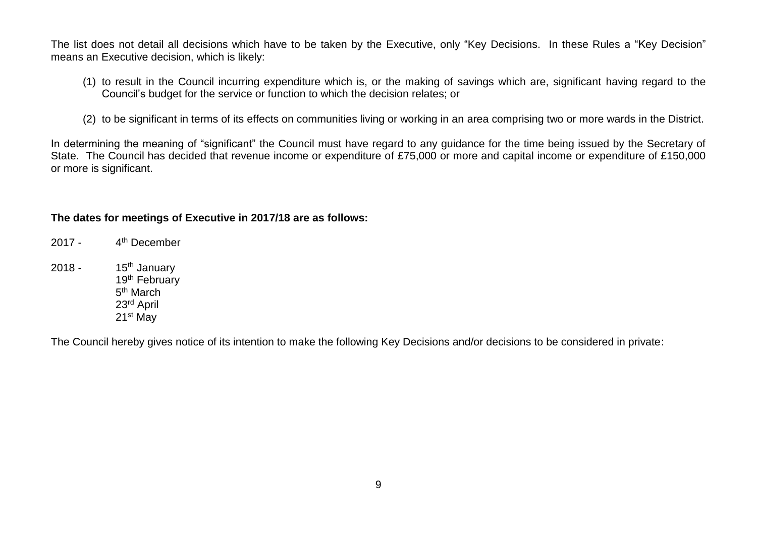The list does not detail all decisions which have to be taken by the Executive, only "Key Decisions. In these Rules a "Key Decision" means an Executive decision, which is likely:

(1) to result in the Council incurring expenditure which is, or the making of savings which are, significant having regard to the Council's budget for the service or function to which the decision relates; or

(2) to be significant in terms of its effects on communities living or working in an area comprising two or more wards in the District.

In determining the meaning of "significant" the Council must have regard to any guidance for the time being issued by the Secretary of State. The Council has decided that revenue income or expenditure of £75,000 or more and capital income or expenditure of £150,000 or more is significant.

**The dates for meetings of Executive in 2017/18 are as follows:**

2017 - 4th December

2018 - 15th January
19th February
5th March
23rd April
21st May

The Council hereby gives notice of its intention to make the following Key Decisions and/or decisions to be considered in private: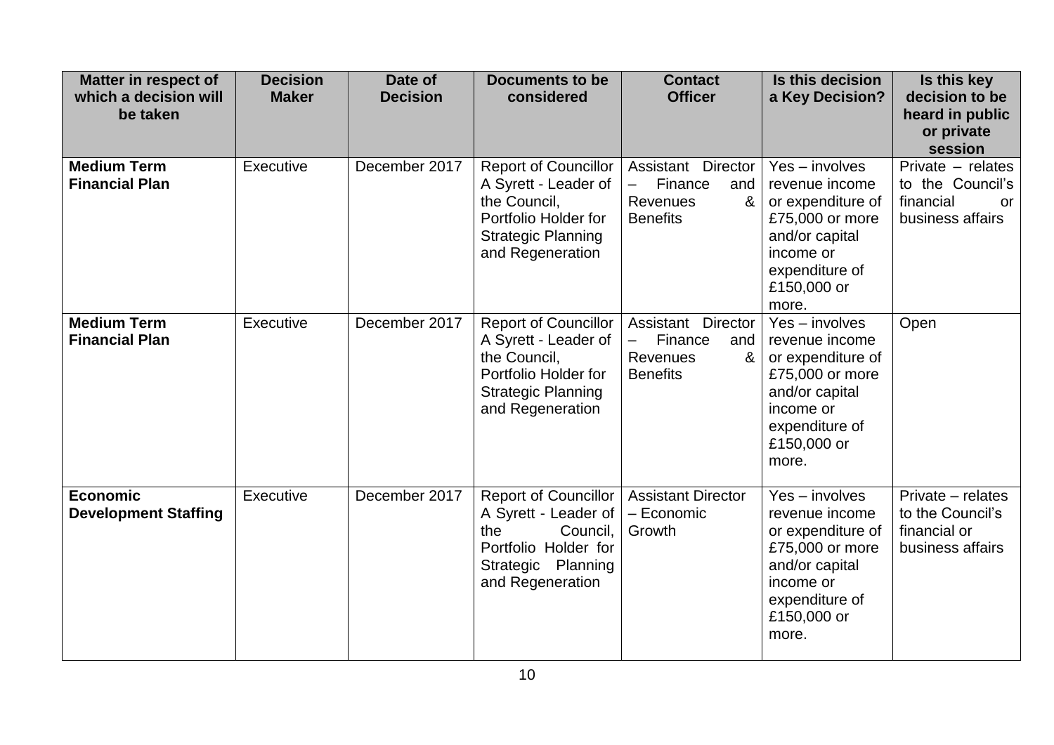| Matter in respect of which a decision will be taken | Decision Maker | Date of Decision | Documents to be considered | Contact Officer | Is this decision a Key Decision? | Is this key decision to be heard in public or private session |
|---|---|---|---|---|---|---|
| **Medium Term Financial Plan** | Executive | December 2017 | Report of Councillor A Syrett - Leader of the Council, Portfolio Holder for Strategic Planning and Regeneration | Assistant Director – Finance and Revenues & Benefits | Yes – involves revenue income or expenditure of £75,000 or more and/or capital income or expenditure of £150,000 or more. | Private – relates to the Council's financial or business affairs |
| **Medium Term Financial Plan** | Executive | December 2017 | Report of Councillor A Syrett - Leader of the Council, Portfolio Holder for Strategic Planning and Regeneration | Assistant Director – Finance and Revenues & Benefits | Yes – involves revenue income or expenditure of £75,000 or more and/or capital income or expenditure of £150,000 or more. | Open |
| **Economic Development Staffing** | Executive | December 2017 | Report of Councillor A Syrett - Leader of the Council, Portfolio Holder for Strategic Planning and Regeneration | Assistant Director – Economic Growth | Yes – involves revenue income or expenditure of £75,000 or more and/or capital income or expenditure of £150,000 or more. | Private – relates to the Council's financial or business affairs |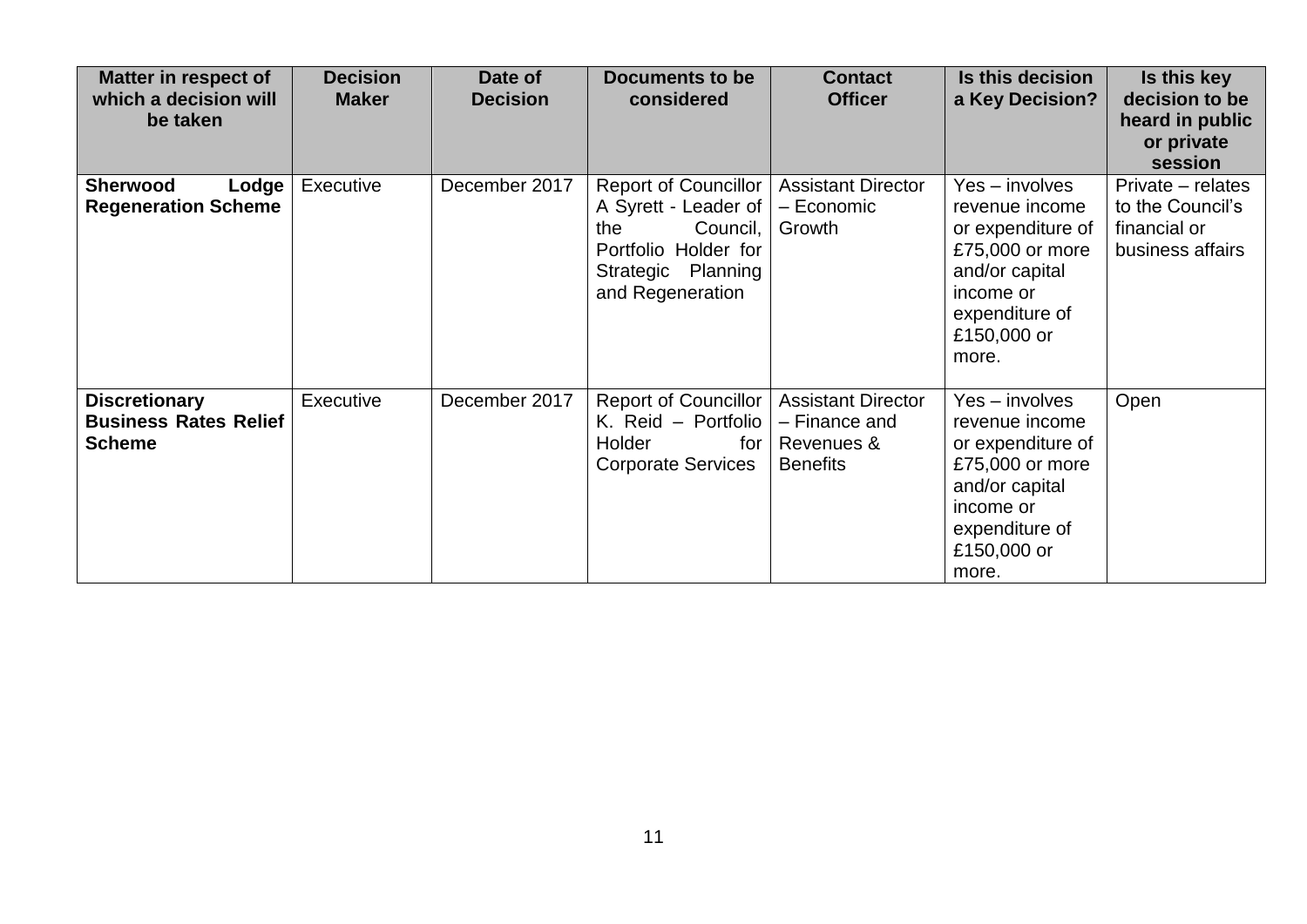| Matter in respect of which a decision will be taken | Decision Maker | Date of Decision | Documents to be considered | Contact Officer | Is this decision a Key Decision? | Is this key decision to be heard in public or private session |
|---|---|---|---|---|---|---|
| **Sherwood Lodge Regeneration Scheme** | Executive | December 2017 | Report of Councillor A Syrett - Leader of the Council, Portfolio Holder for Strategic Planning and Regeneration | Assistant Director – Economic Growth | Yes – involves revenue income or expenditure of £75,000 or more and/or capital income or expenditure of £150,000 or more. | Private – relates to the Council's financial or business affairs |
| **Discretionary Business Rates Relief Scheme** | Executive | December 2017 | Report of Councillor K. Reid – Portfolio Holder for Corporate Services | Assistant Director – Finance and Revenues & Benefits | Yes – involves revenue income or expenditure of £75,000 or more and/or capital income or expenditure of £150,000 or more. | Open |